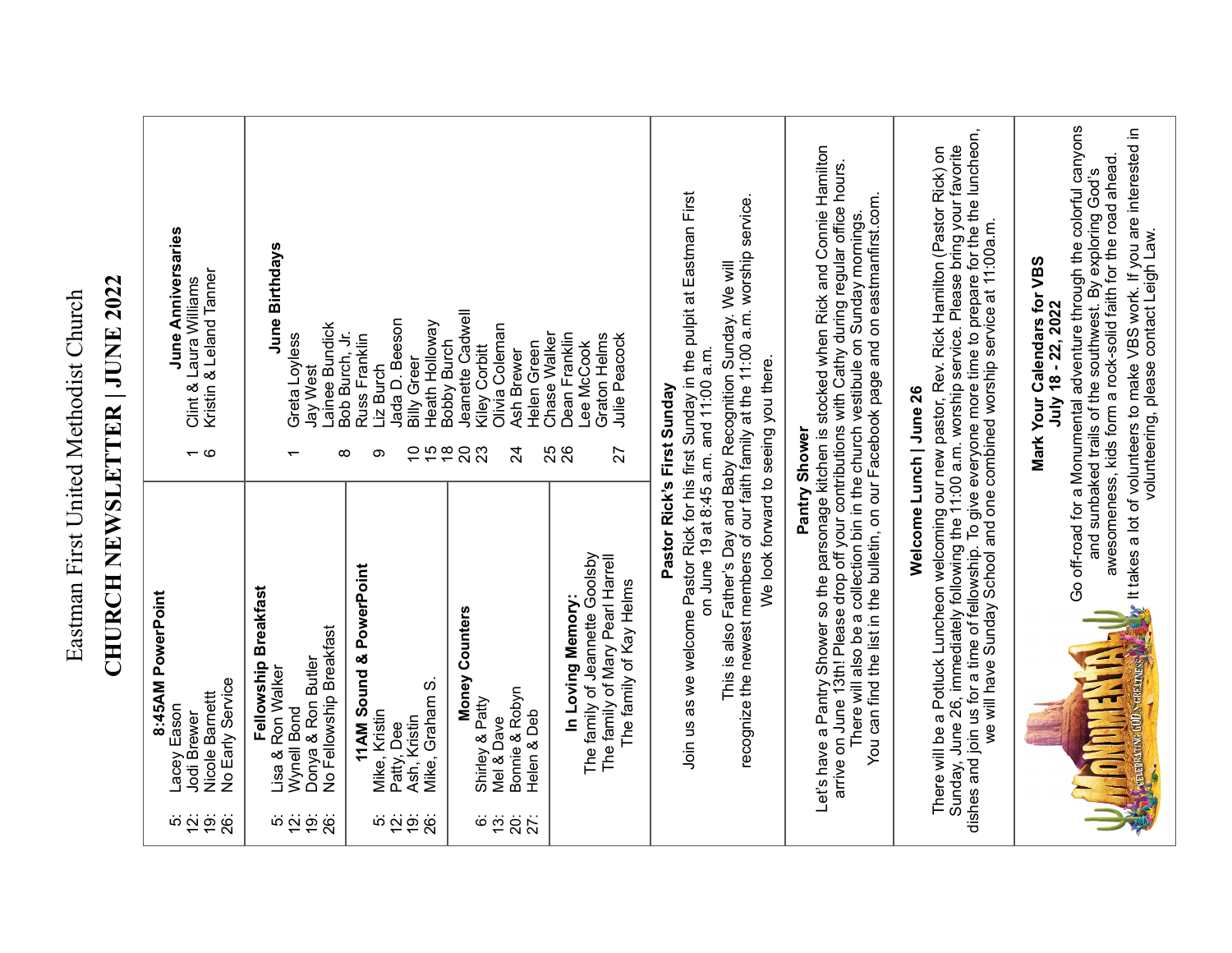Eastman First United Methodist Church

# CHURCH NEWSLETTER | JUNE 2022

### 8:45AM PowerPoint

5: Lacey Eason
12: Jodi Brewer
19: Nicole Barnett
26: No Early Service

### Fellowship Breakfast

5: Lisa & Ron Walker
12: Wynell Bond
19: Donya & Ron Butler
26: No Fellowship Breakfast

### 11AM Sound & PowerPoint

5: Mike, Kristin
12: Patty, Dee
19: Ash, Kristin
26: Mike, Graham S.

### Money Counters

6: Shirley & Patty
13: Mel & Dave
20: Bonnie & Robyn
27: Helen & Deb

### In Loving Memory:

The family of Jeannette Goolsby
The family of Mary Pearl Harrell
The family of Kay Helms

### June Anniversaries

1 Clint & Laura Williams
6 Kristin & Leland Tanner

### June Birthdays

1 Greta Loyless
Jay West
Lainee Bundick
8 Bob Burch, Jr.
Russ Franklin
9 Liz Burch
Jada D. Beeson
10 Billy Greer
15 Heath Holloway
18 Bobby Burch
20 Jeanette Cadwell
23 Kiley Corbitt
Olivia Coleman
24 Ash Brewer
Helen Green
25 Chase Walker
26 Dean Franklin
Lee McCook
Graton Helms
27 Julie Peacock

### Pastor Rick's First Sunday

Join us as we welcome Pastor Rick for his first Sunday in the pulpit at Eastman First on June 19 at 8:45 a.m. and 11:00 a.m.

This is also Father's Day and Baby Recognition Sunday. We will recognize the newest members of our faith family at the 11:00 a.m. worship service.

We look forward to seeing you there.

### Pantry Shower

Let's have a Pantry Shower so the parsonage kitchen is stocked when Rick and Connie Hamilton arrive on June 13th! Please drop off your contributions with Cathy during regular office hours. There will also be a collection bin in the church vestibule on Sunday mornings. You can find the list in the bulletin, on our Facebook page and on eastmanfirst.com.

### Welcome Lunch | June 26

There will be a Potluck Luncheon welcoming our new pastor, Rev. Rick Hamilton (Pastor Rick) on Sunday, June 26, immediately following the 11:00 a.m. worship service. Please bring your favorite dishes and join us for a time of fellowship. To give everyone more time to prepare for the the luncheon, we will have Sunday School and one combined worship service at 11:00a.m.

### Mark Your Calendars for VBS
**July 18 - 22, 2022**

Go off-road for a Monumental adventure through the colorful canyons and sunbaked trails of the southwest. By exploring God's awesomeness, kids form a rock-solid faith for the road ahead. It takes a lot of volunteers to make VBS work. If you are interested in volunteering, please contact Leigh Law.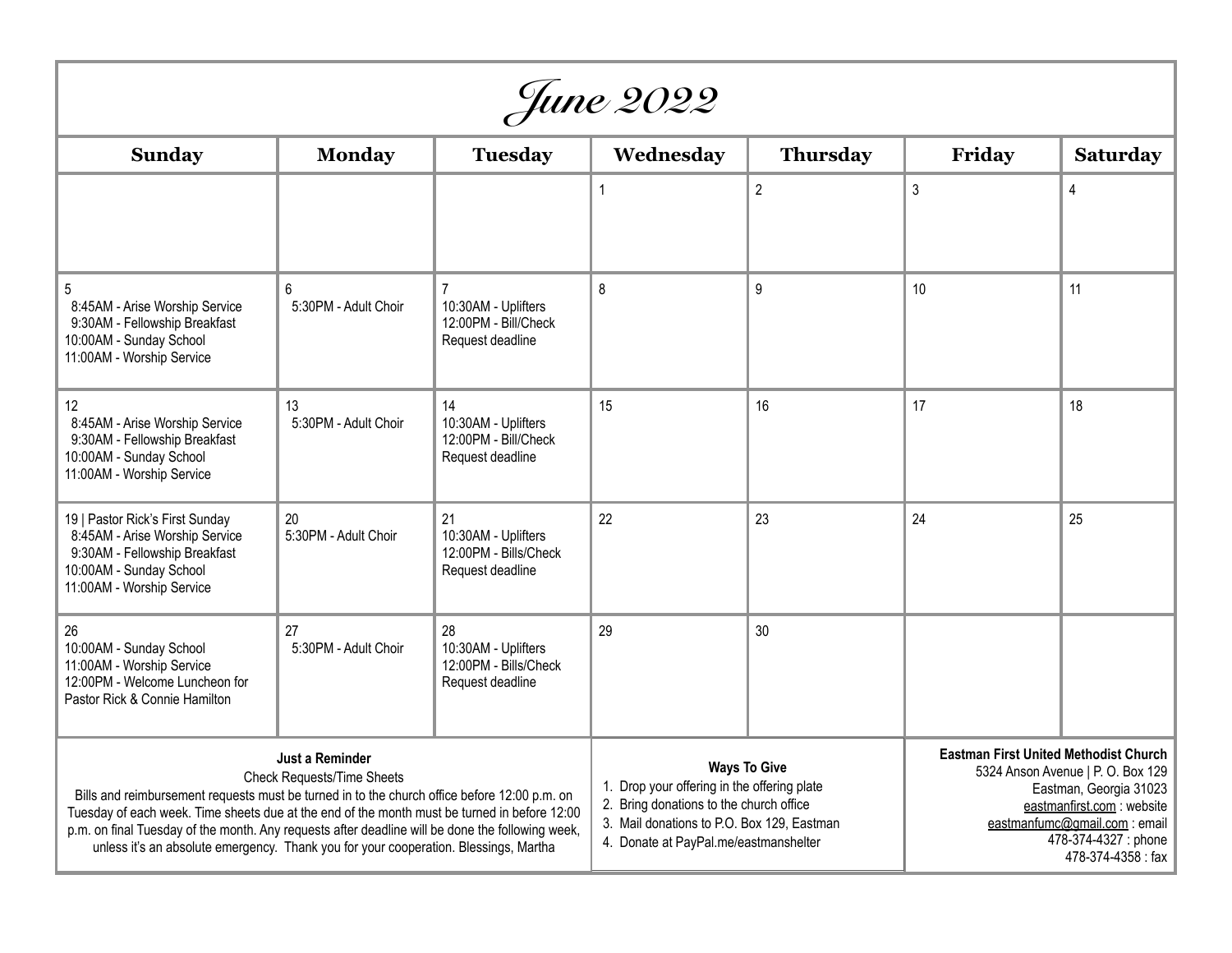# June 2022

| Sunday | Monday | Tuesday | Wednesday | Thursday | Friday | Saturday |
|---|---|---|---|---|---|---|
| | | | 1 | 2 | 3 | 4 |
| 5<br>8:45AM - Arise Worship Service<br>9:30AM - Fellowship Breakfast<br>10:00AM - Sunday School<br>11:00AM - Worship Service | 6<br>5:30PM - Adult Choir | 7<br>10:30AM - Uplifters<br>12:00PM - Bill/Check Request deadline | 8 | 9 | 10 | 11 |
| 12<br>8:45AM - Arise Worship Service<br>9:30AM - Fellowship Breakfast<br>10:00AM - Sunday School<br>11:00AM - Worship Service | 13<br>5:30PM - Adult Choir | 14<br>10:30AM - Uplifters<br>12:00PM - Bill/Check Request deadline | 15 | 16 | 17 | 18 |
| 19 \| Pastor Rick's First Sunday<br>8:45AM - Arise Worship Service<br>9:30AM - Fellowship Breakfast<br>10:00AM - Sunday School<br>11:00AM - Worship Service | 20<br>5:30PM - Adult Choir | 21<br>10:30AM - Uplifters<br>12:00PM - Bills/Check Request deadline | 22 | 23 | 24 | 25 |
| 26<br>10:00AM - Sunday School<br>11:00AM - Worship Service<br>12:00PM - Welcome Luncheon for Pastor Rick & Connie Hamilton | 27<br>5:30PM - Adult Choir | 28<br>10:30AM - Uplifters<br>12:00PM - Bills/Check Request deadline | 29 | 30 | | |

**Just a Reminder**

Check Requests/Time Sheets

Bills and reimbursement requests must be turned in to the church office before 12:00 p.m. on Tuesday of each week. Time sheets due at the end of the month must be turned in before 12:00 p.m. on final Tuesday of the month. Any requests after deadline will be done the following week, unless it's an absolute emergency. Thank you for your cooperation. Blessings, Martha

**Ways To Give**

1. Drop your offering in the offering plate
2. Bring donations to the church office
3. Mail donations to P.O. Box 129, Eastman
4. Donate at PayPal.me/eastmanshelter

**Eastman First United Methodist Church**

5324 Anson Avenue | P. O. Box 129
Eastman, Georgia 31023
eastmanfirst.com : website
eastmanfumc@gmail.com : email
478-374-4327 : phone
478-374-4358 : fax